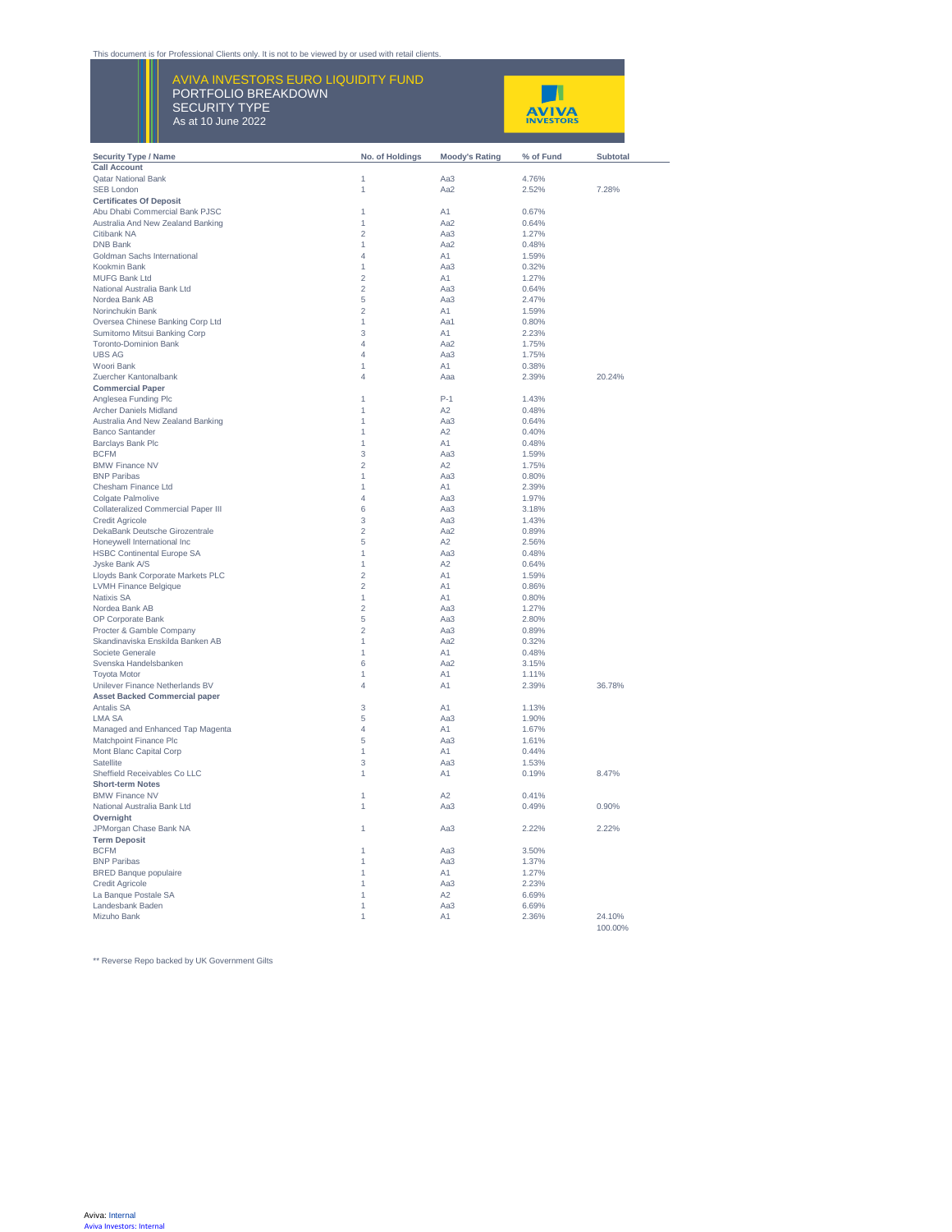This document is for Professional Clients only. It is not to be viewed by or used with retail clients.

# AVIVA INVESTORS EURO LIQUIDITY FUND

## PORTFOLIO BREAKDOWN
## SECURITY TYPE
As at 10 June 2022

| Security Type / Name | No. of Holdings | Moody's Rating | % of Fund | Subtotal |
|---|---|---|---|---|
| **Call Account** | | | | |
| Qatar National Bank | 1 | Aa3 | 4.76% | |
| SEB London | 1 | Aa2 | 2.52% | 7.28% |
| **Certificates Of Deposit** | | | | |
| Abu Dhabi Commercial Bank PJSC | 1 | A1 | 0.67% | |
| Australia And New Zealand Banking | 1 | Aa2 | 0.64% | |
| Citibank NA | 2 | Aa3 | 1.27% | |
| DNB Bank | 1 | Aa2 | 0.48% | |
| Goldman Sachs International | 4 | A1 | 1.59% | |
| Kookmin Bank | 1 | Aa3 | 0.32% | |
| MUFG Bank Ltd | 2 | A1 | 1.27% | |
| National Australia Bank Ltd | 2 | Aa3 | 0.64% | |
| Nordea Bank AB | 5 | Aa3 | 2.47% | |
| Norinchukin Bank | 2 | A1 | 1.59% | |
| Oversea Chinese Banking Corp Ltd | 1 | Aa1 | 0.80% | |
| Sumitomo Mitsui Banking Corp | 3 | A1 | 2.23% | |
| Toronto-Dominion Bank | 4 | Aa2 | 1.75% | |
| UBS AG | 4 | Aa3 | 1.75% | |
| Woori Bank | 1 | A1 | 0.38% | |
| Zuercher Kantonalbank | 4 | Aaa | 2.39% | 20.24% |
| **Commercial Paper** | | | | |
| Anglesea Funding Plc | 1 | P-1 | 1.43% | |
| Archer Daniels Midland | 1 | A2 | 0.48% | |
| Australia And New Zealand Banking | 1 | Aa3 | 0.64% | |
| Banco Santander | 1 | A2 | 0.40% | |
| Barclays Bank Plc | 1 | A1 | 0.48% | |
| BCFM | 3 | Aa3 | 1.59% | |
| BMW Finance NV | 2 | A2 | 1.75% | |
| BNP Paribas | 1 | Aa3 | 0.80% | |
| Chesham Finance Ltd | 1 | A1 | 2.39% | |
| Colgate Palmolive | 4 | Aa3 | 1.97% | |
| Collateralized Commercial Paper III | 6 | Aa3 | 3.18% | |
| Credit Agricole | 3 | Aa3 | 1.43% | |
| DekaBank Deutsche Girozentrale | 2 | Aa2 | 0.89% | |
| Honeywell International Inc | 5 | A2 | 2.56% | |
| HSBC Continental Europe SA | 1 | Aa3 | 0.48% | |
| Jyske Bank A/S | 1 | A2 | 0.64% | |
| Lloyds Bank Corporate Markets PLC | 2 | A1 | 1.59% | |
| LVMH Finance Belgique | 2 | A1 | 0.86% | |
| Natixis SA | 1 | A1 | 0.80% | |
| Nordea Bank AB | 2 | Aa3 | 1.27% | |
| OP Corporate Bank | 5 | Aa3 | 2.80% | |
| Procter & Gamble Company | 2 | Aa3 | 0.89% | |
| Skandinaviska Enskilda Banken AB | 1 | Aa2 | 0.32% | |
| Societe Generale | 1 | A1 | 0.48% | |
| Svenska Handelsbanken | 6 | Aa2 | 3.15% | |
| Toyota Motor | 1 | A1 | 1.11% | |
| Unilever Finance Netherlands BV | 4 | A1 | 2.39% | 36.78% |
| **Asset Backed Commercial paper** | | | | |
| Antalis SA | 3 | A1 | 1.13% | |
| LMA SA | 5 | Aa3 | 1.90% | |
| Managed and Enhanced Tap Magenta | 4 | A1 | 1.67% | |
| Matchpoint Finance Plc | 5 | Aa3 | 1.61% | |
| Mont Blanc Capital Corp | 1 | A1 | 0.44% | |
| Satellite | 3 | Aa3 | 1.53% | |
| Sheffield Receivables Co LLC | 1 | A1 | 0.19% | 8.47% |
| **Short-term Notes** | | | | |
| BMW Finance NV | 1 | A2 | 0.41% | |
| National Australia Bank Ltd | 1 | Aa3 | 0.49% | 0.90% |
| **Overnight** | | | | |
| JPMorgan Chase Bank NA | 1 | Aa3 | 2.22% | 2.22% |
| **Term Deposit** | | | | |
| BCFM | 1 | Aa3 | 3.50% | |
| BNP Paribas | 1 | Aa3 | 1.37% | |
| BRED Banque populaire | 1 | A1 | 1.27% | |
| Credit Agricole | 1 | Aa3 | 2.23% | |
| La Banque Postale SA | 1 | A2 | 6.69% | |
| Landesbank Baden | 1 | Aa3 | 6.69% | |
| Mizuho Bank | 1 | A1 | 2.36% | 24.10% |
| | | | | 100.00% |

** Reverse Repo backed by UK Government Gilts

Aviva: Internal
Aviva Investors: Internal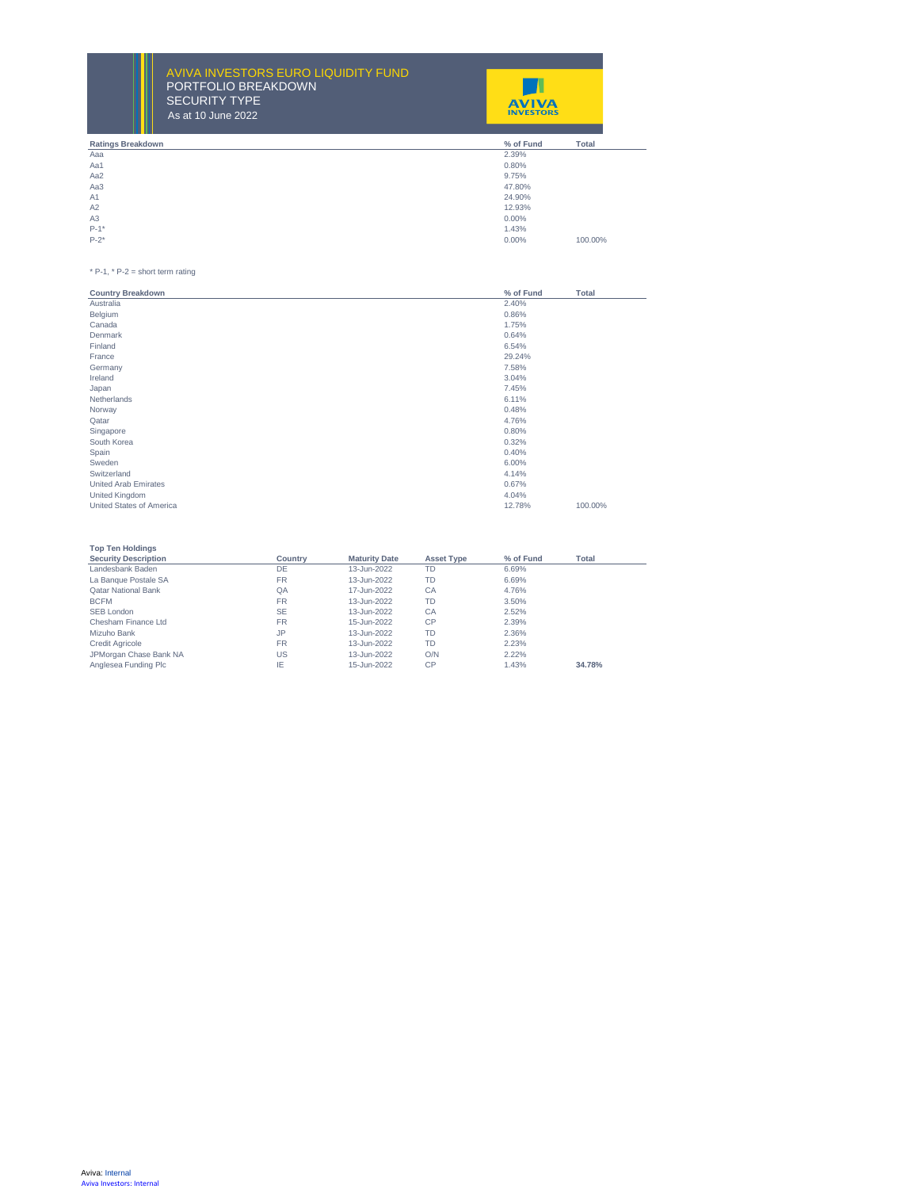# AVIVA INVESTORS EURO LIQUIDITY FUND

## PORTFOLIO BREAKDOWN

## SECURITY TYPE

As at 10 June 2022

| Ratings Breakdown | % of Fund | Total |
|---|---|---|
| Aaa | 2.39% | |
| Aa1 | 0.80% | |
| Aa2 | 9.75% | |
| Aa3 | 47.80% | |
| A1 | 24.90% | |
| A2 | 12.93% | |
| A3 | 0.00% | |
| P-1* | 1.43% | |
| P-2* | 0.00% | 100.00% |

* P-1, * P-2 = short term rating

| Country Breakdown | % of Fund | Total |
|---|---|---|
| Australia | 2.40% | |
| Belgium | 0.86% | |
| Canada | 1.75% | |
| Denmark | 0.64% | |
| Finland | 6.54% | |
| France | 29.24% | |
| Germany | 7.58% | |
| Ireland | 3.04% | |
| Japan | 7.45% | |
| Netherlands | 6.11% | |
| Norway | 0.48% | |
| Qatar | 4.76% | |
| Singapore | 0.80% | |
| South Korea | 0.32% | |
| Spain | 0.40% | |
| Sweden | 6.00% | |
| Switzerland | 4.14% | |
| United Arab Emirates | 0.67% | |
| United Kingdom | 4.04% | |
| United States of America | 12.78% | 100.00% |

**Top Ten Holdings**

| Security Description | Country | Maturity Date | Asset Type | % of Fund | Total |
|---|---|---|---|---|---|
| Landesbank Baden | DE | 13-Jun-2022 | TD | 6.69% | |
| La Banque Postale SA | FR | 13-Jun-2022 | TD | 6.69% | |
| Qatar National Bank | QA | 17-Jun-2022 | CA | 4.76% | |
| BCFM | FR | 13-Jun-2022 | TD | 3.50% | |
| SEB London | SE | 13-Jun-2022 | CA | 2.52% | |
| Chesham Finance Ltd | FR | 15-Jun-2022 | CP | 2.39% | |
| Mizuho Bank | JP | 13-Jun-2022 | TD | 2.36% | |
| Credit Agricole | FR | 13-Jun-2022 | TD | 2.23% | |
| JPMorgan Chase Bank NA | US | 13-Jun-2022 | O/N | 2.22% | |
| Anglesea Funding Plc | IE | 15-Jun-2022 | CP | 1.43% | **34.78%** |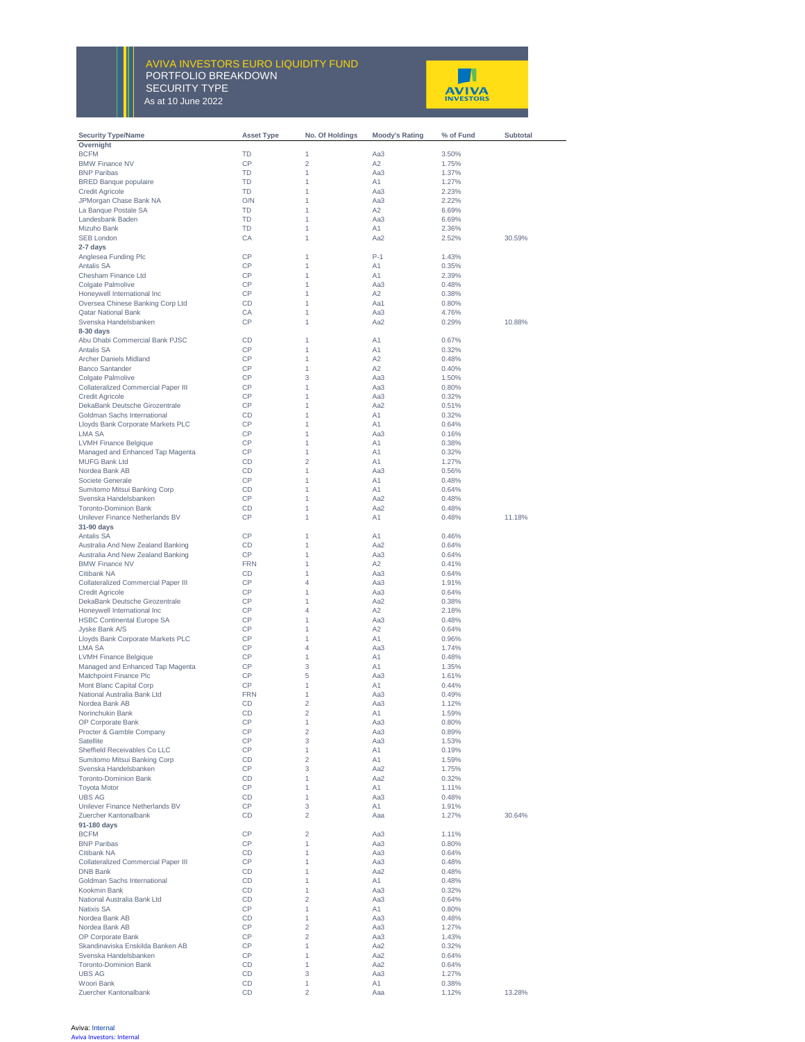# AVIVA INVESTORS EURO LIQUIDITY FUND

## PORTFOLIO BREAKDOWN

## SECURITY TYPE

As at 10 June 2022

| Security Type/Name | Asset Type | No. Of Holdings | Moody's Rating | % of Fund | Subtotal |
|---|---|---|---|---|---|
| **Overnight** | | | | | |
| BCFM | TD | 1 | Aa3 | 3.50% | |
| BMW Finance NV | CP | 2 | A2 | 1.75% | |
| BNP Paribas | TD | 1 | Aa3 | 1.37% | |
| BRED Banque populaire | TD | 1 | A1 | 1.27% | |
| Credit Agricole | TD | 1 | Aa3 | 2.23% | |
| JPMorgan Chase Bank NA | O/N | 1 | Aa3 | 2.22% | |
| La Banque Postale SA | TD | 1 | A2 | 6.69% | |
| Landesbank Baden | TD | 1 | Aa3 | 6.69% | |
| Mizuho Bank | TD | 1 | A1 | 2.36% | |
| SEB London | CA | 1 | Aa2 | 2.52% | 30.59% |
| **2-7 days** | | | | | |
| Anglesea Funding Plc | CP | 1 | P-1 | 1.43% | |
| Antalis SA | CP | 1 | A1 | 0.35% | |
| Chesham Finance Ltd | CP | 1 | A1 | 2.39% | |
| Colgate Palmolive | CP | 1 | Aa3 | 0.48% | |
| Honeywell International Inc | CP | 1 | A2 | 0.38% | |
| Oversea Chinese Banking Corp Ltd | CD | 1 | Aa1 | 0.80% | |
| Qatar National Bank | CA | 1 | Aa3 | 4.76% | |
| Svenska Handelsbanken | CP | 1 | Aa2 | 0.29% | 10.88% |
| **8-30 days** | | | | | |
| Abu Dhabi Commercial Bank PJSC | CD | 1 | A1 | 0.67% | |
| Antalis SA | CP | 1 | A1 | 0.32% | |
| Archer Daniels Midland | CP | 1 | A2 | 0.48% | |
| Banco Santander | CP | 1 | A2 | 0.40% | |
| Colgate Palmolive | CP | 3 | Aa3 | 1.50% | |
| Collateralized Commercial Paper III | CP | 1 | Aa3 | 0.80% | |
| Credit Agricole | CP | 1 | Aa3 | 0.32% | |
| DekaBank Deutsche Girozentrale | CP | 1 | Aa2 | 0.51% | |
| Goldman Sachs International | CD | 1 | A1 | 0.32% | |
| Lloyds Bank Corporate Markets PLC | CP | 1 | A1 | 0.64% | |
| LMA SA | CP | 1 | Aa3 | 0.16% | |
| LVMH Finance Belgique | CP | 1 | A1 | 0.38% | |
| Managed and Enhanced Tap Magenta | CP | 1 | A1 | 0.32% | |
| MUFG Bank Ltd | CD | 2 | A1 | 1.27% | |
| Nordea Bank AB | CD | 1 | Aa3 | 0.56% | |
| Societe Generale | CP | 1 | A1 | 0.48% | |
| Sumitomo Mitsui Banking Corp | CD | 1 | A1 | 0.64% | |
| Svenska Handelsbanken | CP | 1 | Aa2 | 0.48% | |
| Toronto-Dominion Bank | CD | 1 | Aa2 | 0.48% | |
| Unilever Finance Netherlands BV | CP | 1 | A1 | 0.48% | 11.18% |
| **31-90 days** | | | | | |
| Antalis SA | CP | 1 | A1 | 0.46% | |
| Australia And New Zealand Banking | CD | 1 | Aa2 | 0.64% | |
| Australia And New Zealand Banking | CP | 1 | Aa3 | 0.64% | |
| BMW Finance NV | FRN | 1 | A2 | 0.41% | |
| Citibank NA | CD | 1 | Aa3 | 0.64% | |
| Collateralized Commercial Paper III | CP | 4 | Aa3 | 1.91% | |
| Credit Agricole | CP | 1 | Aa3 | 0.64% | |
| DekaBank Deutsche Girozentrale | CP | 1 | Aa2 | 0.38% | |
| Honeywell International Inc | CP | 4 | A2 | 2.18% | |
| HSBC Continental Europe SA | CP | 1 | Aa3 | 0.48% | |
| Jyske Bank A/S | CP | 1 | A2 | 0.64% | |
| Lloyds Bank Corporate Markets PLC | CP | 1 | A1 | 0.96% | |
| LMA SA | CP | 4 | Aa3 | 1.74% | |
| LVMH Finance Belgique | CP | 1 | A1 | 0.48% | |
| Managed and Enhanced Tap Magenta | CP | 3 | A1 | 1.35% | |
| Matchpoint Finance Plc | CP | 5 | Aa3 | 1.61% | |
| Mont Blanc Capital Corp | CP | 1 | A1 | 0.44% | |
| National Australia Bank Ltd | FRN | 1 | Aa3 | 0.49% | |
| Nordea Bank AB | CD | 2 | Aa3 | 1.12% | |
| Norinchukin Bank | CD | 2 | A1 | 1.59% | |
| OP Corporate Bank | CP | 1 | Aa3 | 0.80% | |
| Procter & Gamble Company | CP | 2 | Aa3 | 0.89% | |
| Satellite | CP | 3 | Aa3 | 1.53% | |
| Sheffield Receivables Co LLC | CP | 1 | A1 | 0.19% | |
| Sumitomo Mitsui Banking Corp | CD | 2 | A1 | 1.59% | |
| Svenska Handelsbanken | CP | 3 | Aa2 | 1.75% | |
| Toronto-Dominion Bank | CD | 1 | Aa2 | 0.32% | |
| Toyota Motor | CP | 1 | A1 | 1.11% | |
| UBS AG | CD | 1 | Aa3 | 0.48% | |
| Unilever Finance Netherlands BV | CP | 3 | A1 | 1.91% | |
| Zuercher Kantonalbank | CD | 2 | Aaa | 1.27% | 30.64% |
| **91-180 days** | | | | | |
| BCFM | CP | 2 | Aa3 | 1.11% | |
| BNP Paribas | CP | 1 | Aa3 | 0.80% | |
| Citibank NA | CD | 1 | Aa3 | 0.64% | |
| Collateralized Commercial Paper III | CP | 1 | Aa3 | 0.48% | |
| DNB Bank | CD | 1 | Aa2 | 0.48% | |
| Goldman Sachs International | CD | 1 | A1 | 0.48% | |
| Kookmin Bank | CD | 1 | Aa3 | 0.32% | |
| National Australia Bank Ltd | CD | 2 | Aa3 | 0.64% | |
| Natixis SA | CP | 1 | A1 | 0.80% | |
| Nordea Bank AB | CD | 1 | Aa3 | 0.48% | |
| Nordea Bank AB | CP | 2 | Aa3 | 1.27% | |
| OP Corporate Bank | CP | 2 | Aa3 | 1.43% | |
| Skandinaviska Enskilda Banken AB | CP | 1 | Aa2 | 0.32% | |
| Svenska Handelsbanken | CP | 1 | Aa2 | 0.64% | |
| Toronto-Dominion Bank | CD | 1 | Aa2 | 0.64% | |
| UBS AG | CD | 3 | Aa3 | 1.27% | |
| Woori Bank | CD | 1 | A1 | 0.38% | |
| Zuercher Kantonalbank | CD | 2 | Aaa | 1.12% | 13.28% |

Aviva: Internal
Aviva Investors: Internal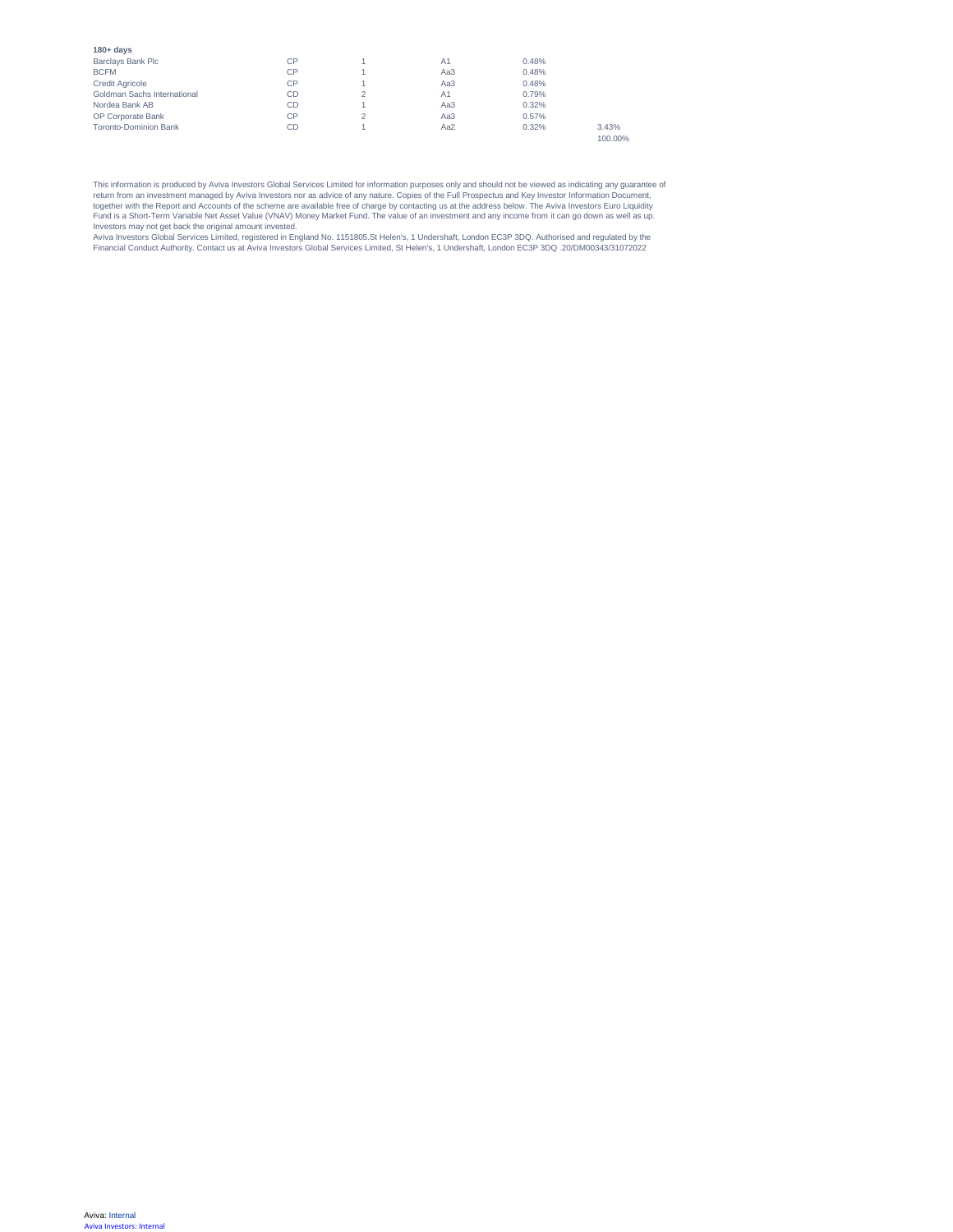| | | | | | |
|---|---|---|---|---|---|
| **180+ days** | | | | | |
| Barclays Bank Plc | CP | 1 | A1 | 0.48% | |
| BCFM | CP | 1 | Aa3 | 0.48% | |
| Credit Agricole | CP | 1 | Aa3 | 0.48% | |
| Goldman Sachs International | CD | 2 | A1 | 0.79% | |
| Nordea Bank AB | CD | 1 | Aa3 | 0.32% | |
| OP Corporate Bank | CP | 2 | Aa3 | 0.57% | |
| Toronto-Dominion Bank | CD | 1 | Aa2 | 0.32% | 3.43% |
| | | | | | 100.00% |

This information is produced by Aviva Investors Global Services Limited for information purposes only and should not be viewed as indicating any guarantee of return from an investment managed by Aviva Investors nor as advice of any nature. Copies of the Full Prospectus and Key Investor Information Document, together with the Report and Accounts of the scheme are available free of charge by contacting us at the address below. The Aviva Investors Euro Liquidity Fund is a Short-Term Variable Net Asset Value (VNAV) Money Market Fund. The value of an investment and any income from it can go down as well as up. Investors may not get back the original amount invested.
Aviva Investors Global Services Limited, registered in England No. 1151805.St Helen's, 1 Undershaft, London EC3P 3DQ. Authorised and regulated by the Financial Conduct Authority. Contact us at Aviva Investors Global Services Limited, St Helen's, 1 Undershaft, London EC3P 3DQ .20/DM00343/31072022

Aviva: Internal
Aviva Investors: Internal